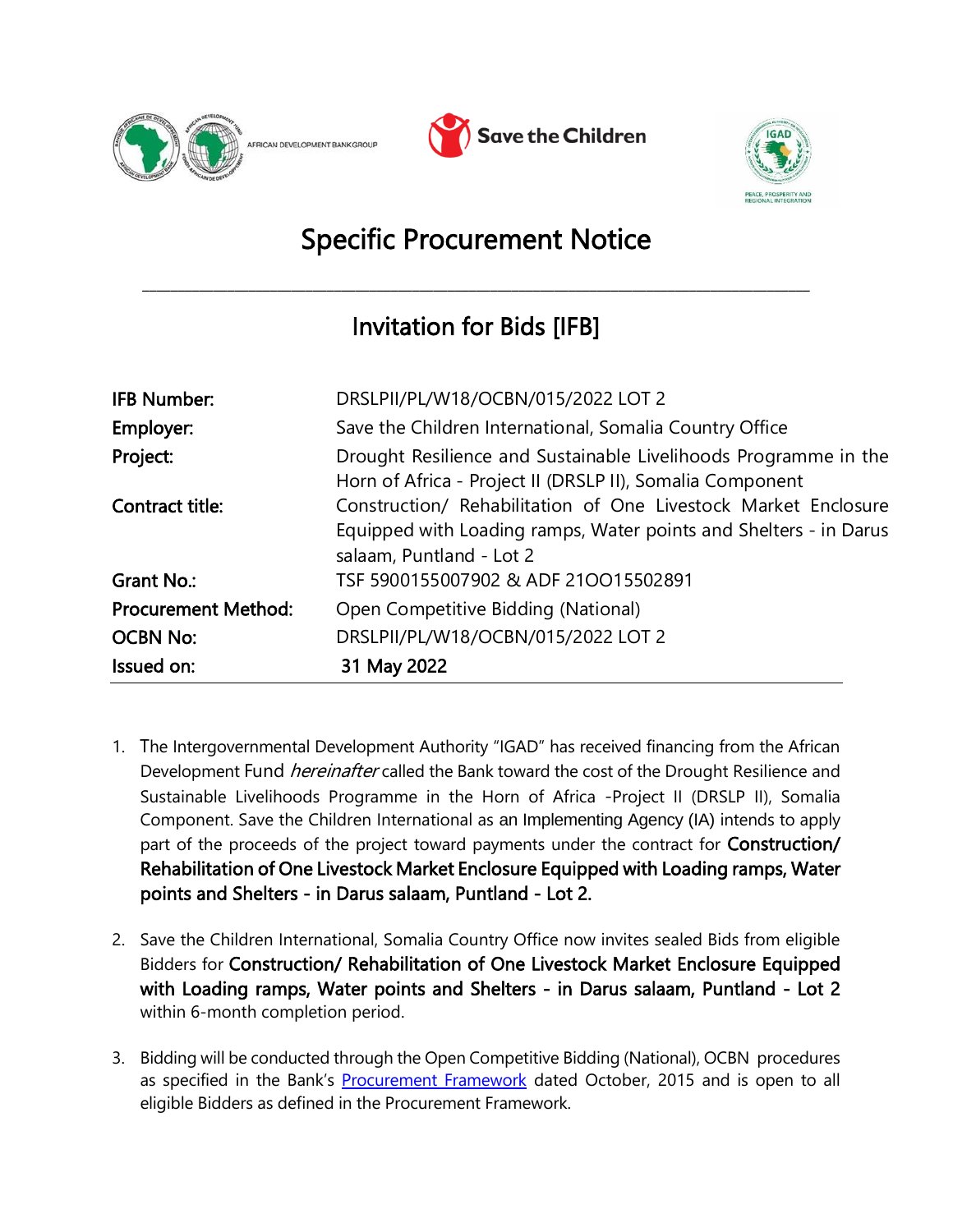# Specific Procurement Notice

## Invitation for Bids [IFB]

| | |
|---|---|
| **IFB Number:** | DRSLPII/PL/W18/OCBN/015/2022 LOT 2 |
| **Employer:** | Save the Children International, Somalia Country Office |
| **Project:** | Drought Resilience and Sustainable Livelihoods Programme in the Horn of Africa - Project II (DRSLP II), Somalia Component |
| **Contract title:** | Construction/ Rehabilitation of One Livestock Market Enclosure Equipped with Loading ramps, Water points and Shelters - in Darus salaam, Puntland - Lot 2 |
| **Grant No.:** | TSF 5900155007902 & ADF 2100155O2891 |
| **Procurement Method:** | Open Competitive Bidding (National) |
| **OCBN No:** | DRSLPII/PL/W18/OCBN/015/2022 LOT 2 |
| **Issued on:** | 31 May 2022 |

1. The Intergovernmental Development Authority "IGAD" has received financing from the African Development Fund *hereinafter* called the Bank toward the cost of the Drought Resilience and Sustainable Livelihoods Programme in the Horn of Africa -Project II (DRSLP II), Somalia Component. Save the Children International as an Implementing Agency (IA) intends to apply part of the proceeds of the project toward payments under the contract for **Construction/ Rehabilitation of One Livestock Market Enclosure Equipped with Loading ramps, Water points and Shelters - in Darus salaam, Puntland - Lot 2.**

2. Save the Children International, Somalia Country Office now invites sealed Bids from eligible Bidders for **Construction/ Rehabilitation of One Livestock Market Enclosure Equipped with Loading ramps, Water points and Shelters - in Darus salaam, Puntland - Lot 2** within 6-month completion period.

3. Bidding will be conducted through the Open Competitive Bidding (National), OCBN procedures as specified in the Bank's Procurement Framework dated October, 2015 and is open to all eligible Bidders as defined in the Procurement Framework.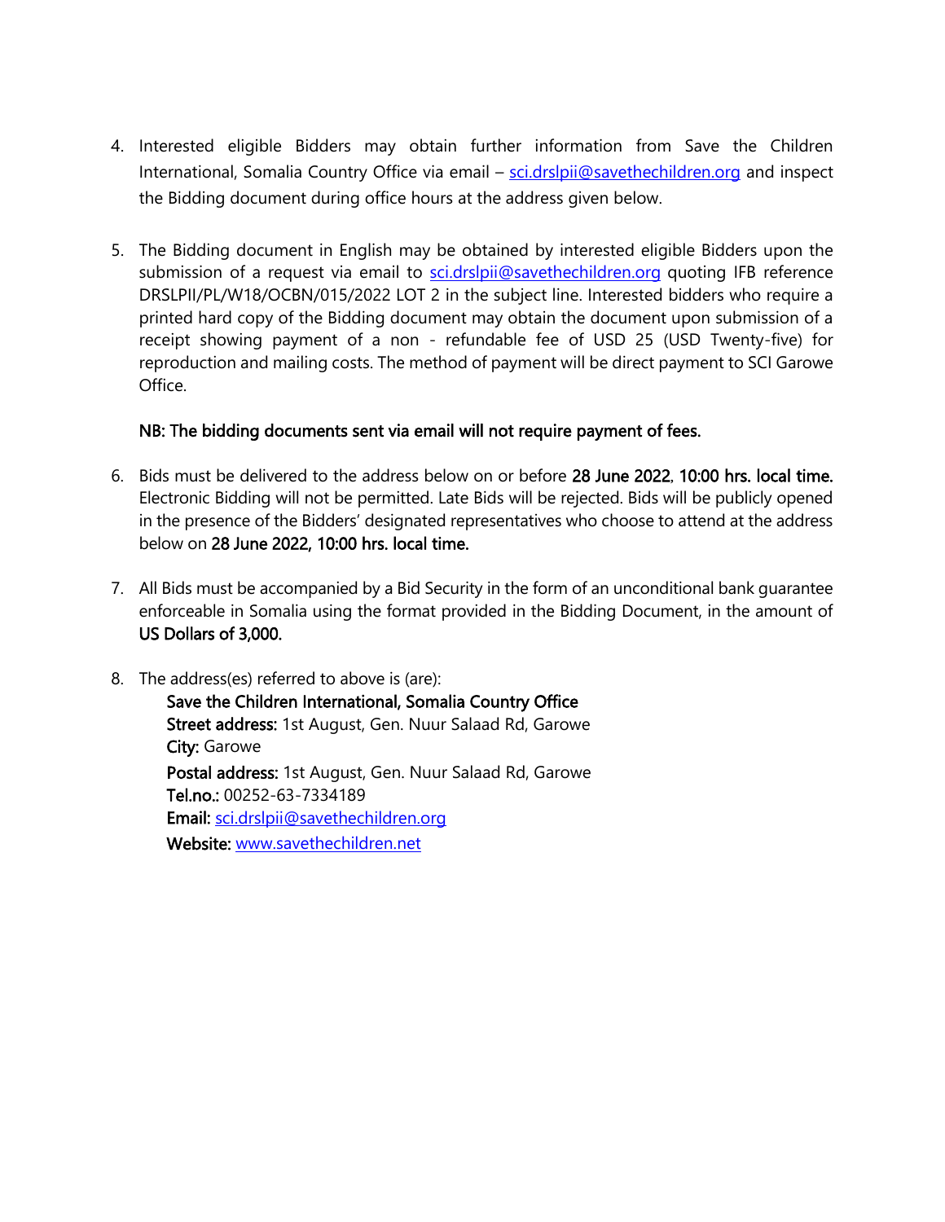4. Interested eligible Bidders may obtain further information from Save the Children International, Somalia Country Office via email – sci.drslpii@savethechildren.org and inspect the Bidding document during office hours at the address given below.

5. The Bidding document in English may be obtained by interested eligible Bidders upon the submission of a request via email to sci.drslpii@savethechildren.org quoting IFB reference DRSLPII/PL/W18/OCBN/015/2022 LOT 2 in the subject line. Interested bidders who require a printed hard copy of the Bidding document may obtain the document upon submission of a receipt showing payment of a non - refundable fee of USD 25 (USD Twenty-five) for reproduction and mailing costs. The method of payment will be direct payment to SCI Garowe Office.

   **NB: The bidding documents sent via email will not require payment of fees.**

6. Bids must be delivered to the address below on or before **28 June 2022**, **10:00 hrs. local time.** Electronic Bidding will not be permitted. Late Bids will be rejected. Bids will be publicly opened in the presence of the Bidders' designated representatives who choose to attend at the address below on **28 June 2022, 10:00 hrs. local time.**

7. All Bids must be accompanied by a Bid Security in the form of an unconditional bank guarantee enforceable in Somalia using the format provided in the Bidding Document, in the amount of **US Dollars of 3,000.**

8. The address(es) referred to above is (are):

   **Save the Children International, Somalia Country Office**
   **Street address:** 1st August, Gen. Nuur Salaad Rd, Garowe
   **City:** Garowe
   **Postal address:** 1st August, Gen. Nuur Salaad Rd, Garowe
   **Tel.no.:** 00252-63-7334189
   **Email:** sci.drslpii@savethechildren.org
   **Website:** www.savethechildren.net